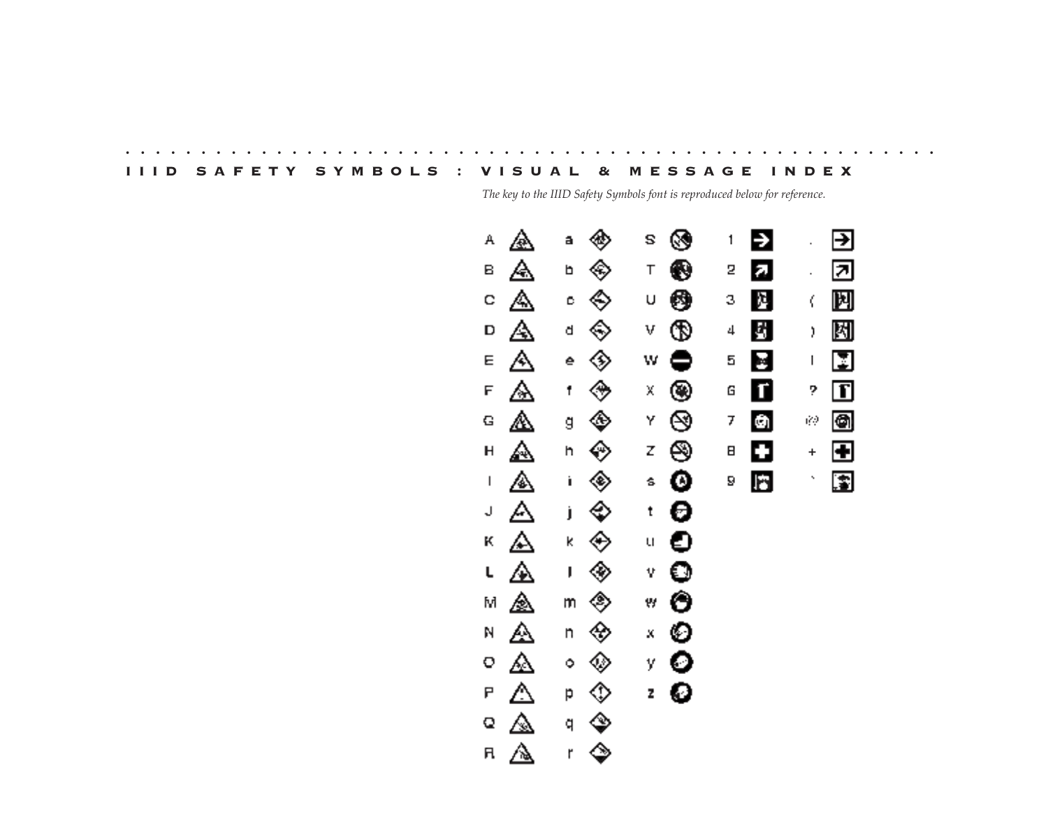## IIID SAFETY SYMBOLS : VISUAL & MESSAGE INDEX

*The key to the IIID Safety Symbols font is reproduced below for reference.*

A B C D E F G H I J K L M N O P Q R

a b c d e f g h i j k l m n o p q r

S T U V W X Y Z s t u v w x y z

1 2 3 4 5 6 7 8 9

. . ( ) ! ? @ + `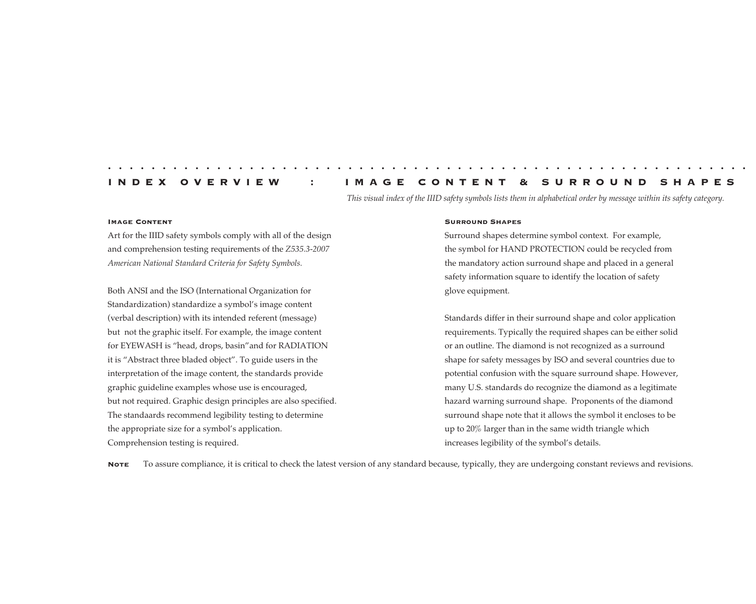# INDEX OVERVIEW : IMAGE CONTENT & SURROUND SHAPES

*This visual index of the IIID safety symbols lists them in alphabetical order by message within its safety category.*

### Image Content

Art for the IIID safety symbols comply with all of the design and comprehension testing requirements of the *Z535.3-2007 American National Standard Criteria for Safety Symbols.*

Both ANSI and the ISO (International Organization for Standardization) standardize a symbol's image content (verbal description) with its intended referent (message) but not the graphic itself. For example, the image content for EYEWASH is "head, drops, basin"and for RADIATION it is "Abstract three bladed object". To guide users in the interpretation of the image content, the standards provide graphic guideline examples whose use is encouraged, but not required. Graphic design principles are also specified. The standaards recommend legibility testing to determine the appropriate size for a symbol's application. Comprehension testing is required.

### Surround Shapes

Surround shapes determine symbol context. For example, the symbol for HAND PROTECTION could be recycled from the mandatory action surround shape and placed in a general safety information square to identify the location of safety glove equipment.

Standards differ in their surround shape and color application requirements. Typically the required shapes can be either solid or an outline. The diamond is not recognized as a surround shape for safety messages by ISO and several countries due to potential confusion with the square surround shape. However, many U.S. standards do recognize the diamond as a legitimate hazard warning surround shape. Proponents of the diamond surround shape note that it allows the symbol it encloses to be up to 20% larger than in the same width triangle which increases legibility of the symbol's details.

**Note** To assure compliance, it is critical to check the latest version of any standard because, typically, they are undergoing constant reviews and revisions.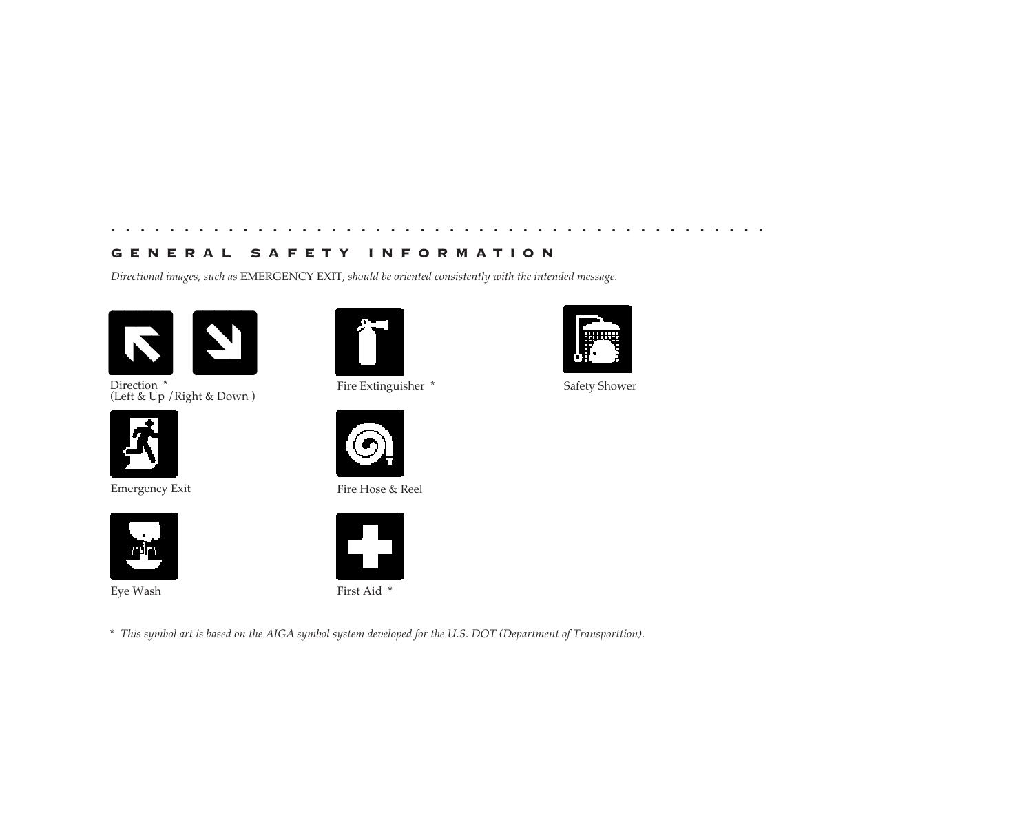## GENERAL SAFETY INFORMATION

*Directional images, such as* EMERGENCY EXIT*, should be oriented consistently with the intended message.*

Direction *
(Left & Up /Right & Down )

Fire Extinguisher *

Safety Shower

Emergency Exit

Fire Hose & Reel

Eye Wash

First Aid *

* *This symbol art is based on the AIGA symbol system developed for the U.S. DOT (Department of Transporttion).*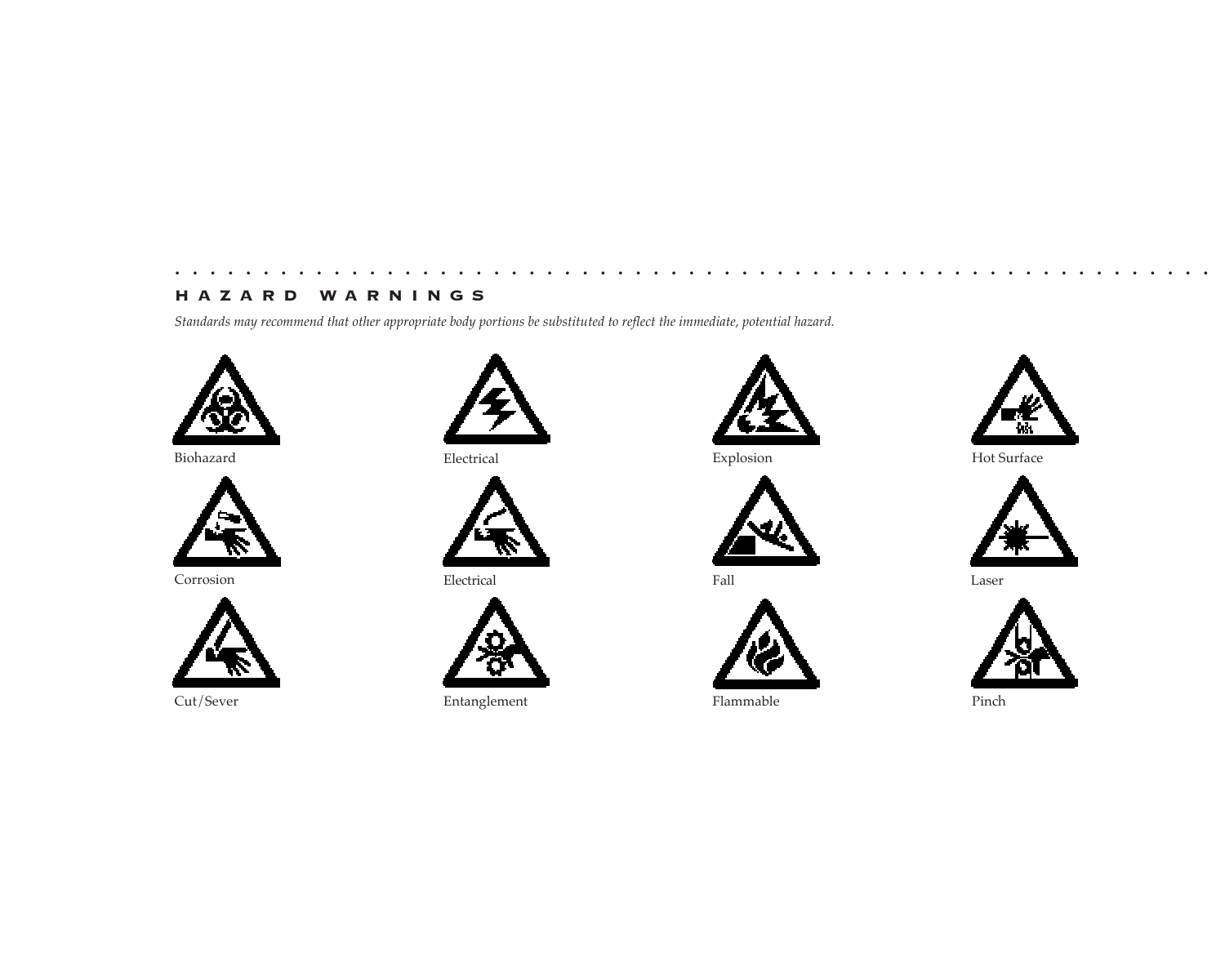## HAZARD WARNINGS

*Standards may recommend that other appropriate body portions be substituted to reflect the immediate, potential hazard.*

Biohazard

Electrical

Explosion

Hot Surface

Corrosion

Electrical

Fall

Laser

Cut/Sever

Entanglement

Flammable

Pinch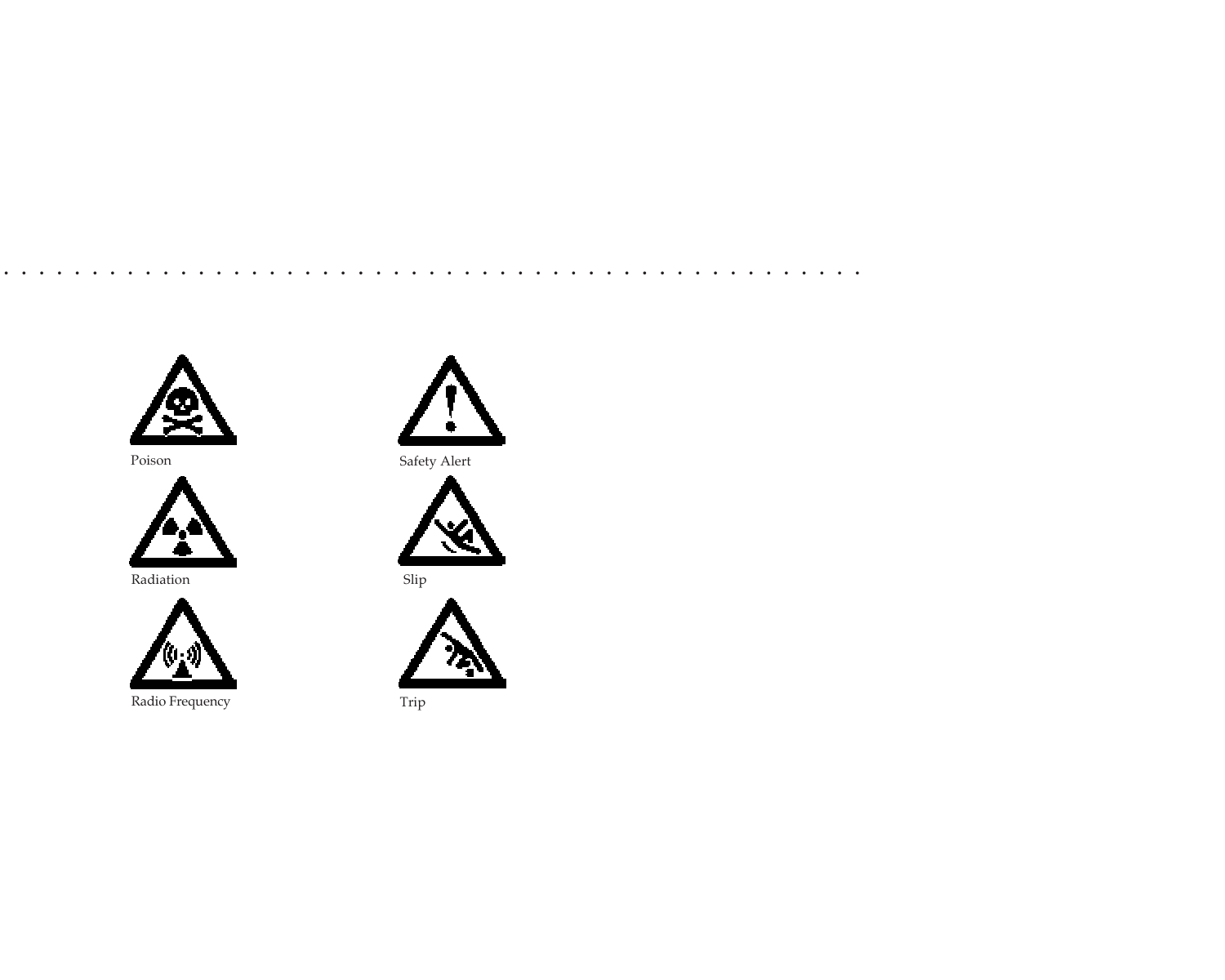Poison

Safety Alert

Radiation

Slip

Radio Frequency

Trip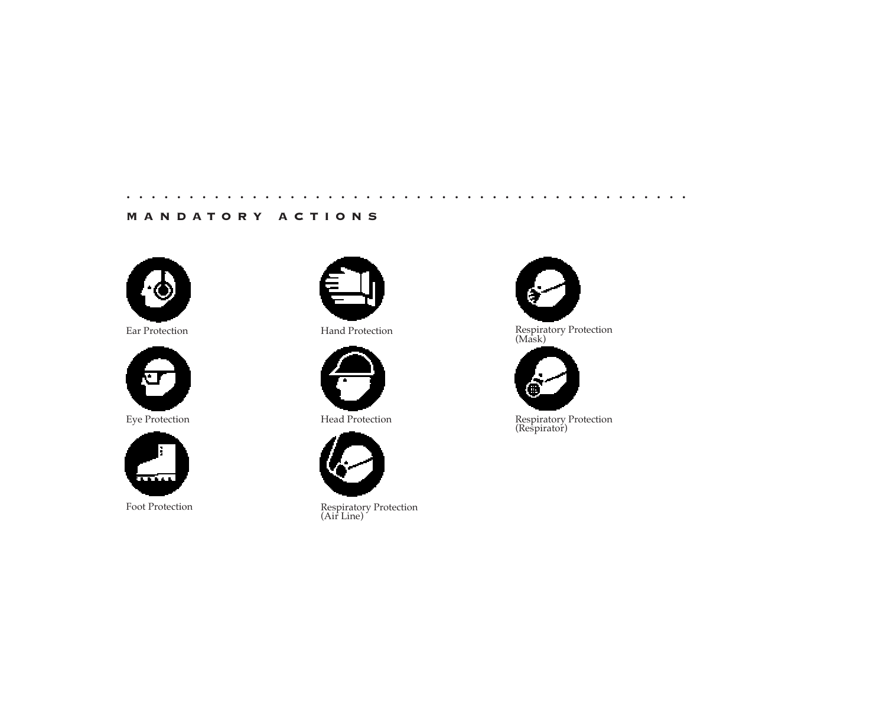## MANDATORY ACTIONS

Ear Protection

Hand Protection

Respiratory Protection (Mask)

Eye Protection

Head Protection

Respiratory Protection (Respirator)

Foot Protection

Respiratory Protection (Air Line)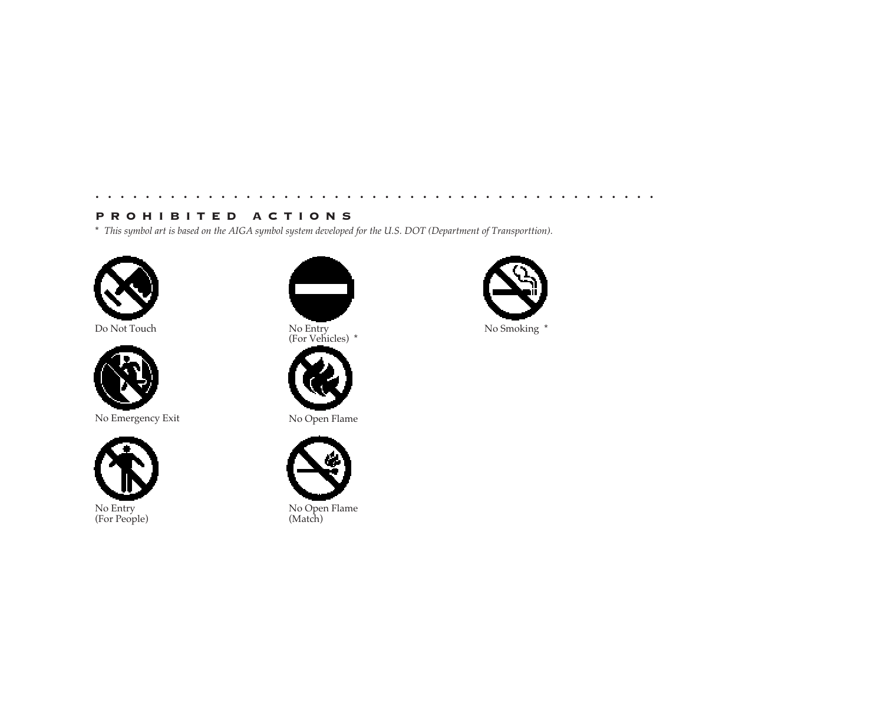## PROHIBITED ACTIONS

* *This symbol art is based on the AIGA symbol system developed for the U.S. DOT (Department of Transporttion).*

Do Not Touch

No Entry
(For Vehicles) *

No Smoking *

No Emergency Exit

No Open Flame

No Entry
(For People)

No Open Flame
(Match)